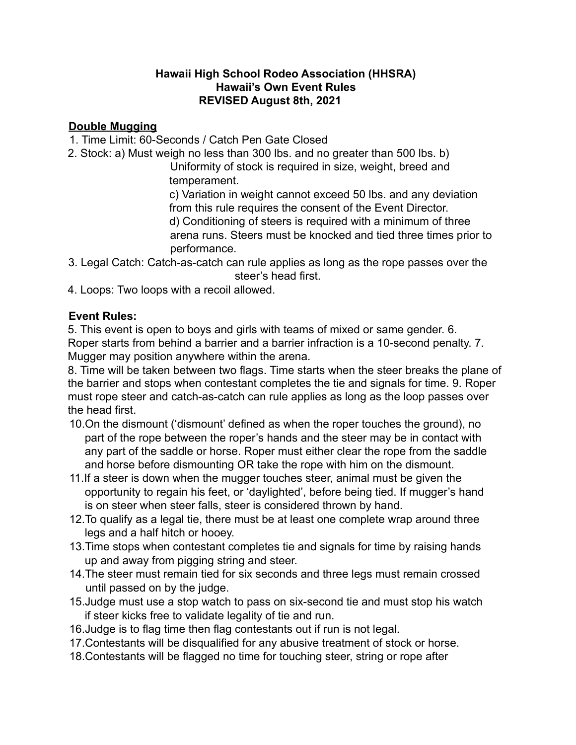**Hawaii High School Rodeo Association (HHSRA)**
**Hawaii's Own Event Rules**
**REVISED August 8th, 2021**

## Double Mugging

1. Time Limit: 60-Seconds / Catch Pen Gate Closed
2. Stock: a) Must weigh no less than 300 lbs. and no greater than 500 lbs. b) Uniformity of stock is required in size, weight, breed and temperament.
   c) Variation in weight cannot exceed 50 lbs. and any deviation from this rule requires the consent of the Event Director.
   d) Conditioning of steers is required with a minimum of three arena runs. Steers must be knocked and tied three times prior to performance.
3. Legal Catch: Catch-as-catch can rule applies as long as the rope passes over the steer's head first.
4. Loops: Two loops with a recoil allowed.

**Event Rules:**

5. This event is open to boys and girls with teams of mixed or same gender.
6. Roper starts from behind a barrier and a barrier infraction is a 10-second penalty.
7. Mugger may position anywhere within the arena.
8. Time will be taken between two flags. Time starts when the steer breaks the plane of the barrier and stops when contestant completes the tie and signals for time.
9. Roper must rope steer and catch-as-catch can rule applies as long as the loop passes over the head first.
10. On the dismount ('dismount' defined as when the roper touches the ground), no part of the rope between the roper's hands and the steer may be in contact with any part of the saddle or horse. Roper must either clear the rope from the saddle and horse before dismounting OR take the rope with him on the dismount.
11. If a steer is down when the mugger touches steer, animal must be given the opportunity to regain his feet, or 'daylighted', before being tied. If mugger's hand is on steer when steer falls, steer is considered thrown by hand.
12. To qualify as a legal tie, there must be at least one complete wrap around three legs and a half hitch or hooey.
13. Time stops when contestant completes tie and signals for time by raising hands up and away from pigging string and steer.
14. The steer must remain tied for six seconds and three legs must remain crossed until passed on by the judge.
15. Judge must use a stop watch to pass on six-second tie and must stop his watch if steer kicks free to validate legality of tie and run.
16. Judge is to flag time then flag contestants out if run is not legal.
17. Contestants will be disqualified for any abusive treatment of stock or horse.
18. Contestants will be flagged no time for touching steer, string or rope after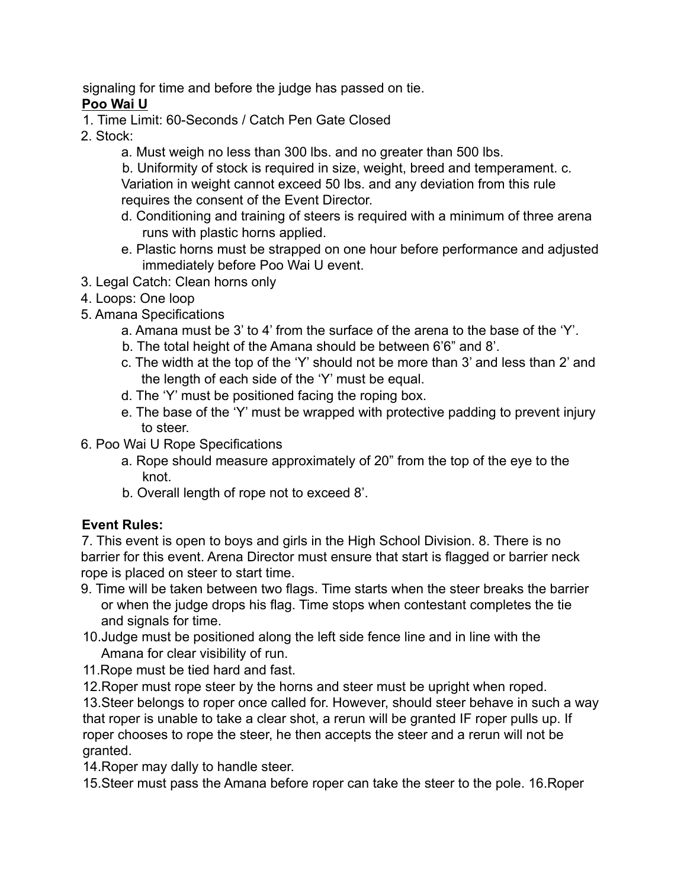signaling for time and before the judge has passed on tie.

**Poo Wai U**

1. Time Limit: 60-Seconds / Catch Pen Gate Closed
2. Stock:
   a. Must weigh no less than 300 lbs. and no greater than 500 lbs.
   b. Uniformity of stock is required in size, weight, breed and temperament. c. Variation in weight cannot exceed 50 lbs. and any deviation from this rule requires the consent of the Event Director.
   d. Conditioning and training of steers is required with a minimum of three arena runs with plastic horns applied.
   e. Plastic horns must be strapped on one hour before performance and adjusted immediately before Poo Wai U event.
3. Legal Catch: Clean horns only
4. Loops: One loop
5. Amana Specifications
   a. Amana must be 3' to 4' from the surface of the arena to the base of the 'Y'.
   b. The total height of the Amana should be between 6'6" and 8'.
   c. The width at the top of the 'Y' should not be more than 3' and less than 2' and the length of each side of the 'Y' must be equal.
   d. The 'Y' must be positioned facing the roping box.
   e. The base of the 'Y' must be wrapped with protective padding to prevent injury to steer.
6. Poo Wai U Rope Specifications
   a. Rope should measure approximately of 20" from the top of the eye to the knot.
   b. Overall length of rope not to exceed 8'.

**Event Rules:**

7. This event is open to boys and girls in the High School Division. 8. There is no barrier for this event. Arena Director must ensure that start is flagged or barrier neck rope is placed on steer to start time.
9. Time will be taken between two flags. Time starts when the steer breaks the barrier or when the judge drops his flag. Time stops when contestant completes the tie and signals for time.
10. Judge must be positioned along the left side fence line and in line with the Amana for clear visibility of run.
11. Rope must be tied hard and fast.
12. Roper must rope steer by the horns and steer must be upright when roped.
13. Steer belongs to roper once called for. However, should steer behave in such a way that roper is unable to take a clear shot, a rerun will be granted IF roper pulls up. If roper chooses to rope the steer, he then accepts the steer and a rerun will not be granted.
14. Roper may dally to handle steer.
15. Steer must pass the Amana before roper can take the steer to the pole. 16. Roper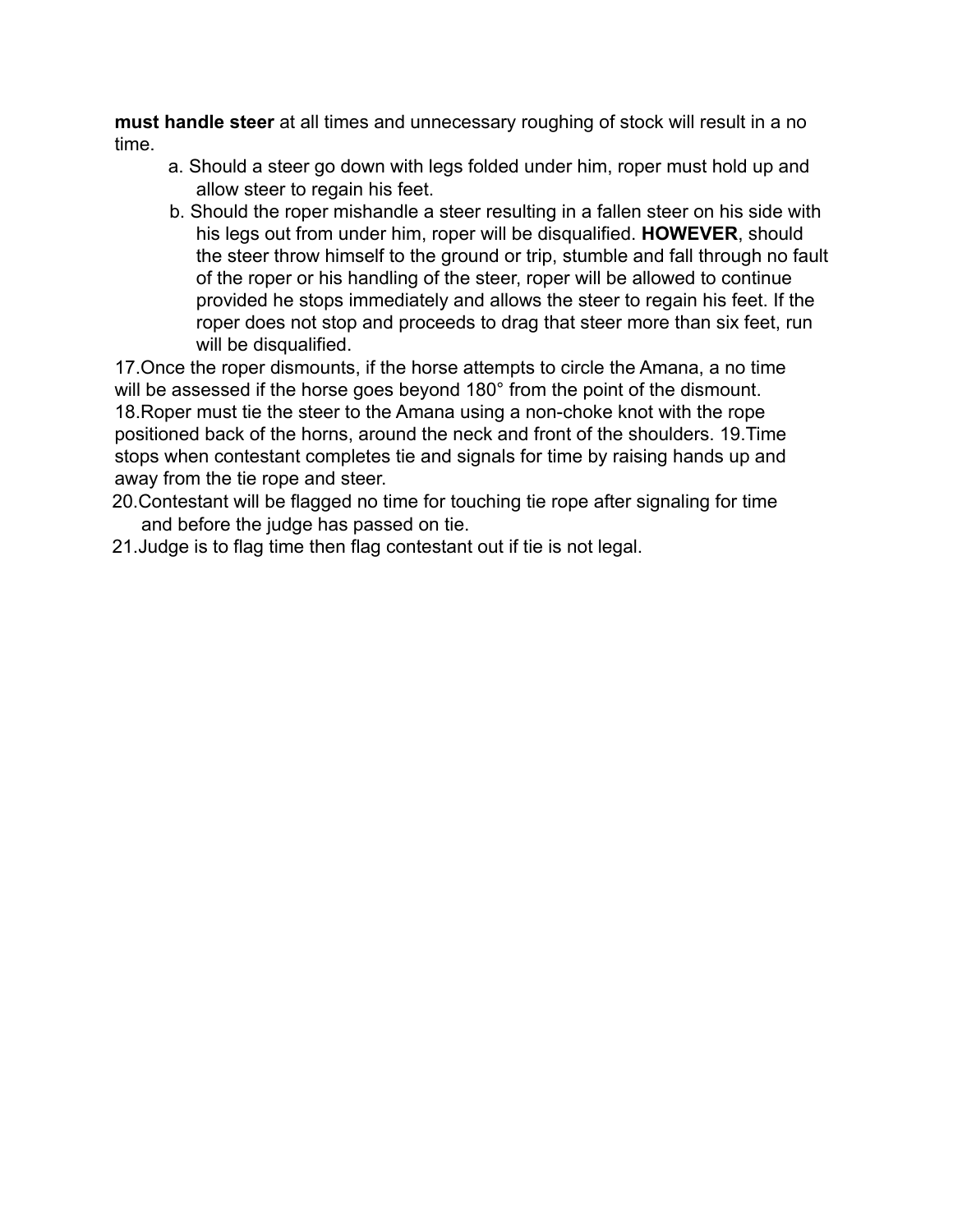**must handle steer** at all times and unnecessary roughing of stock will result in a no time.

   a. Should a steer go down with legs folded under him, roper must hold up and allow steer to regain his feet.

   b. Should the roper mishandle a steer resulting in a fallen steer on his side with his legs out from under him, roper will be disqualified. **HOWEVER**, should the steer throw himself to the ground or trip, stumble and fall through no fault of the roper or his handling of the steer, roper will be allowed to continue provided he stops immediately and allows the steer to regain his feet. If the roper does not stop and proceeds to drag that steer more than six feet, run will be disqualified.

17. Once the roper dismounts, if the horse attempts to circle the Amana, a no time will be assessed if the horse goes beyond 180° from the point of the dismount.
18. Roper must tie the steer to the Amana using a non-choke knot with the rope positioned back of the horns, around the neck and front of the shoulders.
19. Time stops when contestant completes tie and signals for time by raising hands up and away from the tie rope and steer.
20. Contestant will be flagged no time for touching tie rope after signaling for time and before the judge has passed on tie.
21. Judge is to flag time then flag contestant out if tie is not legal.